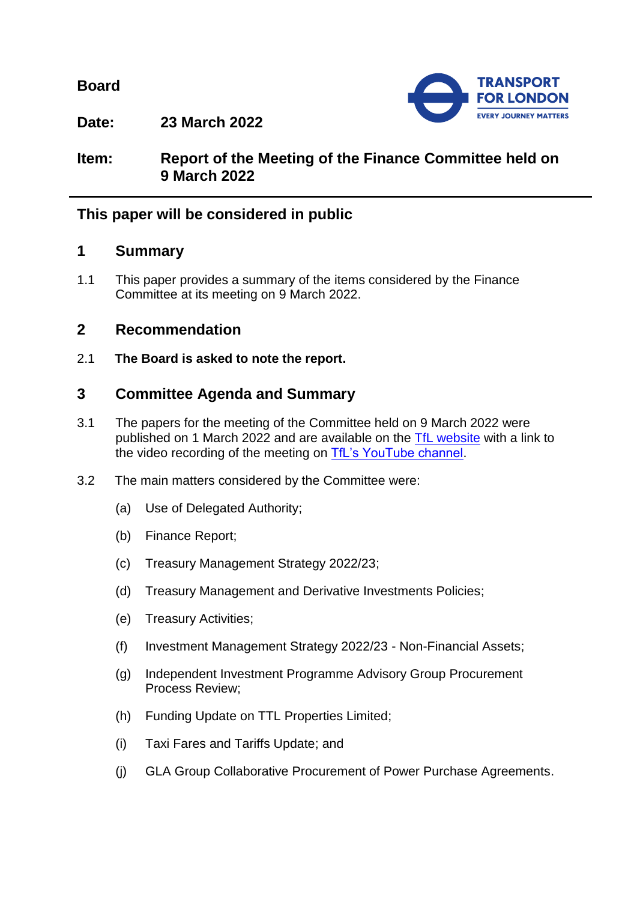**Board**

**Date:** **23 March 2022**

**Item:** **Report of the Meeting of the Finance Committee held on 9 March 2022**

---

**This paper will be considered in public**

## 1 Summary

1.1 This paper provides a summary of the items considered by the Finance Committee at its meeting on 9 March 2022.

## 2 Recommendation

2.1 **The Board is asked to note the report.**

## 3 Committee Agenda and Summary

3.1 The papers for the meeting of the Committee held on 9 March 2022 were published on 1 March 2022 and are available on the [TfL website](#) with a link to the video recording of the meeting on [TfL's YouTube channel](#).

3.2 The main matters considered by the Committee were:

(a) Use of Delegated Authority;

(b) Finance Report;

(c) Treasury Management Strategy 2022/23;

(d) Treasury Management and Derivative Investments Policies;

(e) Treasury Activities;

(f) Investment Management Strategy 2022/23 - Non-Financial Assets;

(g) Independent Investment Programme Advisory Group Procurement Process Review;

(h) Funding Update on TTL Properties Limited;

(i) Taxi Fares and Tariffs Update; and

(j) GLA Group Collaborative Procurement of Power Purchase Agreements.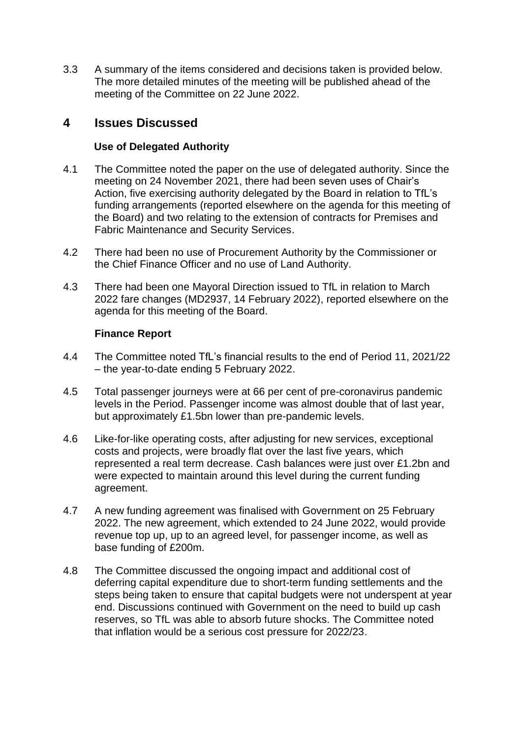3.3 A summary of the items considered and decisions taken is provided below. The more detailed minutes of the meeting will be published ahead of the meeting of the Committee on 22 June 2022.

## 4 Issues Discussed

### Use of Delegated Authority

4.1 The Committee noted the paper on the use of delegated authority. Since the meeting on 24 November 2021, there had been seven uses of Chair's Action, five exercising authority delegated by the Board in relation to TfL's funding arrangements (reported elsewhere on the agenda for this meeting of the Board) and two relating to the extension of contracts for Premises and Fabric Maintenance and Security Services.

4.2 There had been no use of Procurement Authority by the Commissioner or the Chief Finance Officer and no use of Land Authority.

4.3 There had been one Mayoral Direction issued to TfL in relation to March 2022 fare changes (MD2937, 14 February 2022), reported elsewhere on the agenda for this meeting of the Board.

### Finance Report

4.4 The Committee noted TfL's financial results to the end of Period 11, 2021/22 – the year-to-date ending 5 February 2022.

4.5 Total passenger journeys were at 66 per cent of pre-coronavirus pandemic levels in the Period. Passenger income was almost double that of last year, but approximately £1.5bn lower than pre-pandemic levels.

4.6 Like-for-like operating costs, after adjusting for new services, exceptional costs and projects, were broadly flat over the last five years, which represented a real term decrease. Cash balances were just over £1.2bn and were expected to maintain around this level during the current funding agreement.

4.7 A new funding agreement was finalised with Government on 25 February 2022. The new agreement, which extended to 24 June 2022, would provide revenue top up, up to an agreed level, for passenger income, as well as base funding of £200m.

4.8 The Committee discussed the ongoing impact and additional cost of deferring capital expenditure due to short-term funding settlements and the steps being taken to ensure that capital budgets were not underspent at year end. Discussions continued with Government on the need to build up cash reserves, so TfL was able to absorb future shocks. The Committee noted that inflation would be a serious cost pressure for 2022/23.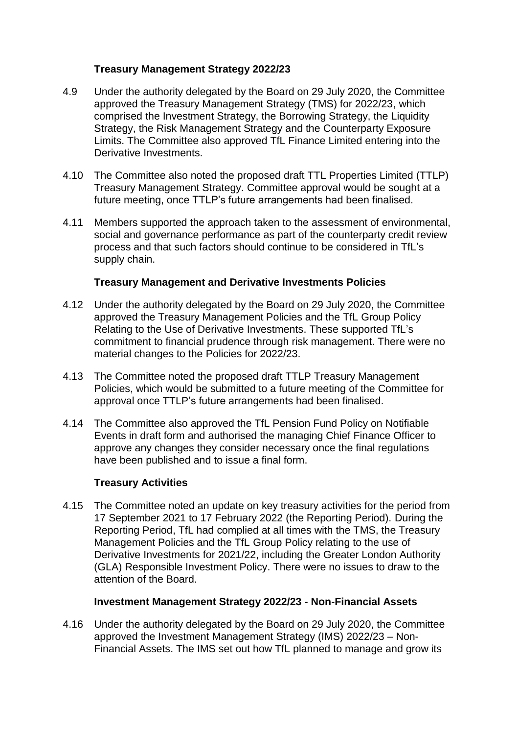### Treasury Management Strategy 2022/23

4.9 Under the authority delegated by the Board on 29 July 2020, the Committee approved the Treasury Management Strategy (TMS) for 2022/23, which comprised the Investment Strategy, the Borrowing Strategy, the Liquidity Strategy, the Risk Management Strategy and the Counterparty Exposure Limits. The Committee also approved TfL Finance Limited entering into the Derivative Investments.

4.10 The Committee also noted the proposed draft TTL Properties Limited (TTLP) Treasury Management Strategy. Committee approval would be sought at a future meeting, once TTLP's future arrangements had been finalised.

4.11 Members supported the approach taken to the assessment of environmental, social and governance performance as part of the counterparty credit review process and that such factors should continue to be considered in TfL's supply chain.

### Treasury Management and Derivative Investments Policies

4.12 Under the authority delegated by the Board on 29 July 2020, the Committee approved the Treasury Management Policies and the TfL Group Policy Relating to the Use of Derivative Investments. These supported TfL's commitment to financial prudence through risk management. There were no material changes to the Policies for 2022/23.

4.13 The Committee noted the proposed draft TTLP Treasury Management Policies, which would be submitted to a future meeting of the Committee for approval once TTLP's future arrangements had been finalised.

4.14 The Committee also approved the TfL Pension Fund Policy on Notifiable Events in draft form and authorised the managing Chief Finance Officer to approve any changes they consider necessary once the final regulations have been published and to issue a final form.

### Treasury Activities

4.15 The Committee noted an update on key treasury activities for the period from 17 September 2021 to 17 February 2022 (the Reporting Period). During the Reporting Period, TfL had complied at all times with the TMS, the Treasury Management Policies and the TfL Group Policy relating to the use of Derivative Investments for 2021/22, including the Greater London Authority (GLA) Responsible Investment Policy. There were no issues to draw to the attention of the Board.

### Investment Management Strategy 2022/23 - Non-Financial Assets

4.16 Under the authority delegated by the Board on 29 July 2020, the Committee approved the Investment Management Strategy (IMS) 2022/23 – Non-Financial Assets. The IMS set out how TfL planned to manage and grow its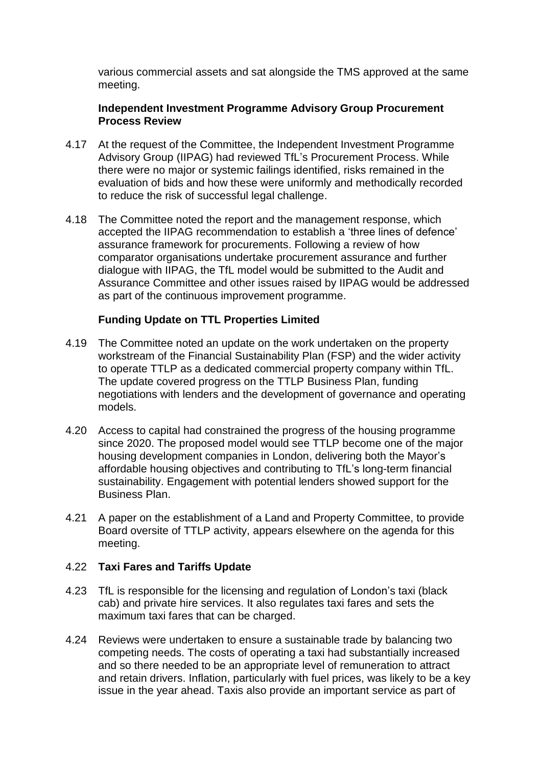various commercial assets and sat alongside the TMS approved at the same meeting.

**Independent Investment Programme Advisory Group Procurement Process Review**

4.17 At the request of the Committee, the Independent Investment Programme Advisory Group (IIPAG) had reviewed TfL's Procurement Process. While there were no major or systemic failings identified, risks remained in the evaluation of bids and how these were uniformly and methodically recorded to reduce the risk of successful legal challenge.

4.18 The Committee noted the report and the management response, which accepted the IIPAG recommendation to establish a 'three lines of defence' assurance framework for procurements. Following a review of how comparator organisations undertake procurement assurance and further dialogue with IIPAG, the TfL model would be submitted to the Audit and Assurance Committee and other issues raised by IIPAG would be addressed as part of the continuous improvement programme.

**Funding Update on TTL Properties Limited**

4.19 The Committee noted an update on the work undertaken on the property workstream of the Financial Sustainability Plan (FSP) and the wider activity to operate TTLP as a dedicated commercial property company within TfL. The update covered progress on the TTLP Business Plan, funding negotiations with lenders and the development of governance and operating models.

4.20 Access to capital had constrained the progress of the housing programme since 2020. The proposed model would see TTLP become one of the major housing development companies in London, delivering both the Mayor's affordable housing objectives and contributing to TfL's long-term financial sustainability. Engagement with potential lenders showed support for the Business Plan.

4.21 A paper on the establishment of a Land and Property Committee, to provide Board oversite of TTLP activity, appears elsewhere on the agenda for this meeting.

4.22 **Taxi Fares and Tariffs Update**

4.23 TfL is responsible for the licensing and regulation of London's taxi (black cab) and private hire services. It also regulates taxi fares and sets the maximum taxi fares that can be charged.

4.24 Reviews were undertaken to ensure a sustainable trade by balancing two competing needs. The costs of operating a taxi had substantially increased and so there needed to be an appropriate level of remuneration to attract and retain drivers. Inflation, particularly with fuel prices, was likely to be a key issue in the year ahead. Taxis also provide an important service as part of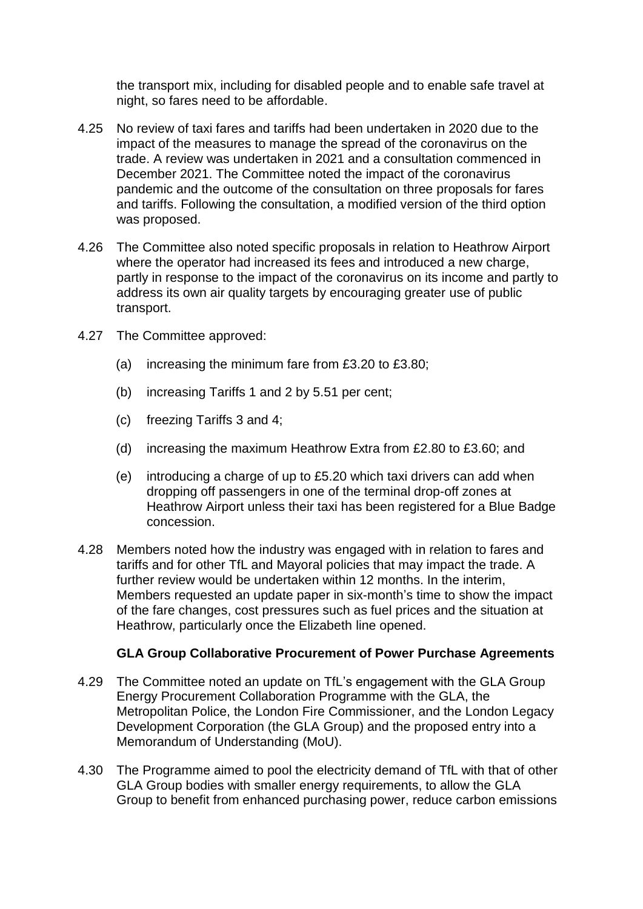the transport mix, including for disabled people and to enable safe travel at night, so fares need to be affordable.

4.25 No review of taxi fares and tariffs had been undertaken in 2020 due to the impact of the measures to manage the spread of the coronavirus on the trade. A review was undertaken in 2021 and a consultation commenced in December 2021. The Committee noted the impact of the coronavirus pandemic and the outcome of the consultation on three proposals for fares and tariffs. Following the consultation, a modified version of the third option was proposed.

4.26 The Committee also noted specific proposals in relation to Heathrow Airport where the operator had increased its fees and introduced a new charge, partly in response to the impact of the coronavirus on its income and partly to address its own air quality targets by encouraging greater use of public transport.

4.27 The Committee approved:

(a) increasing the minimum fare from £3.20 to £3.80;

(b) increasing Tariffs 1 and 2 by 5.51 per cent;

(c) freezing Tariffs 3 and 4;

(d) increasing the maximum Heathrow Extra from £2.80 to £3.60; and

(e) introducing a charge of up to £5.20 which taxi drivers can add when dropping off passengers in one of the terminal drop-off zones at Heathrow Airport unless their taxi has been registered for a Blue Badge concession.

4.28 Members noted how the industry was engaged with in relation to fares and tariffs and for other TfL and Mayoral policies that may impact the trade. A further review would be undertaken within 12 months. In the interim, Members requested an update paper in six-month's time to show the impact of the fare changes, cost pressures such as fuel prices and the situation at Heathrow, particularly once the Elizabeth line opened.

**GLA Group Collaborative Procurement of Power Purchase Agreements**

4.29 The Committee noted an update on TfL's engagement with the GLA Group Energy Procurement Collaboration Programme with the GLA, the Metropolitan Police, the London Fire Commissioner, and the London Legacy Development Corporation (the GLA Group) and the proposed entry into a Memorandum of Understanding (MoU).

4.30 The Programme aimed to pool the electricity demand of TfL with that of other GLA Group bodies with smaller energy requirements, to allow the GLA Group to benefit from enhanced purchasing power, reduce carbon emissions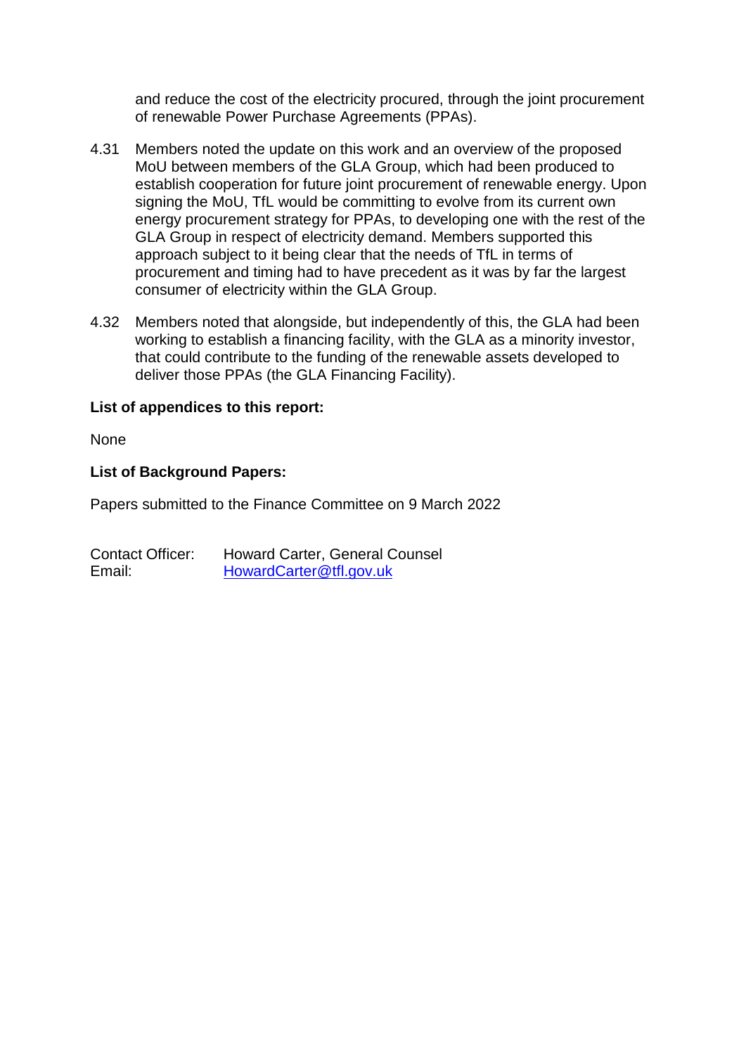and reduce the cost of the electricity procured, through the joint procurement of renewable Power Purchase Agreements (PPAs).

4.31 Members noted the update on this work and an overview of the proposed MoU between members of the GLA Group, which had been produced to establish cooperation for future joint procurement of renewable energy. Upon signing the MoU, TfL would be committing to evolve from its current own energy procurement strategy for PPAs, to developing one with the rest of the GLA Group in respect of electricity demand. Members supported this approach subject to it being clear that the needs of TfL in terms of procurement and timing had to have precedent as it was by far the largest consumer of electricity within the GLA Group.

4.32 Members noted that alongside, but independently of this, the GLA had been working to establish a financing facility, with the GLA as a minority investor, that could contribute to the funding of the renewable assets developed to deliver those PPAs (the GLA Financing Facility).

**List of appendices to this report:**

None

**List of Background Papers:**

Papers submitted to the Finance Committee on 9 March 2022

Contact Officer: Howard Carter, General Counsel
Email: HowardCarter@tfl.gov.uk